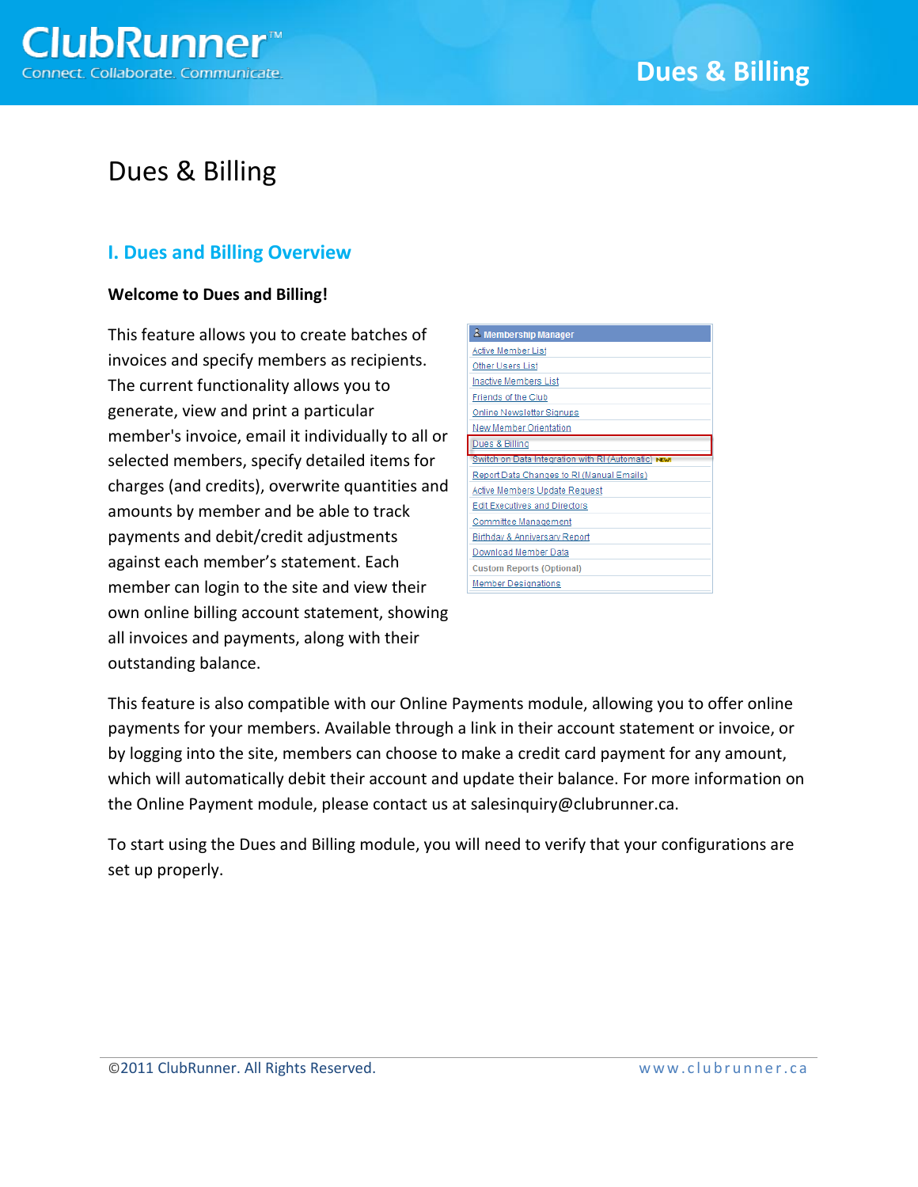# Dues & Billing

## I. Dues and Billing Overview

**Welcome to Dues and Billing!**

This feature allows you to create batches of invoices and specify members as recipients. The current functionality allows you to generate, view and print a particular member's invoice, email it individually to all or selected members, specify detailed items for charges (and credits), overwrite quantities and amounts by member and be able to track payments and debit/credit adjustments against each member's statement. Each member can login to the site and view their own online billing account statement, showing all invoices and payments, along with their outstanding balance.

This feature is also compatible with our Online Payments module, allowing you to offer online payments for your members. Available through a link in their account statement or invoice, or by logging into the site, members can choose to make a credit card payment for any amount, which will automatically debit their account and update their balance. For more information on the Online Payment module, please contact us at salesinquiry@clubrunner.ca.

To start using the Dues and Billing module, you will need to verify that your configurations are set up properly.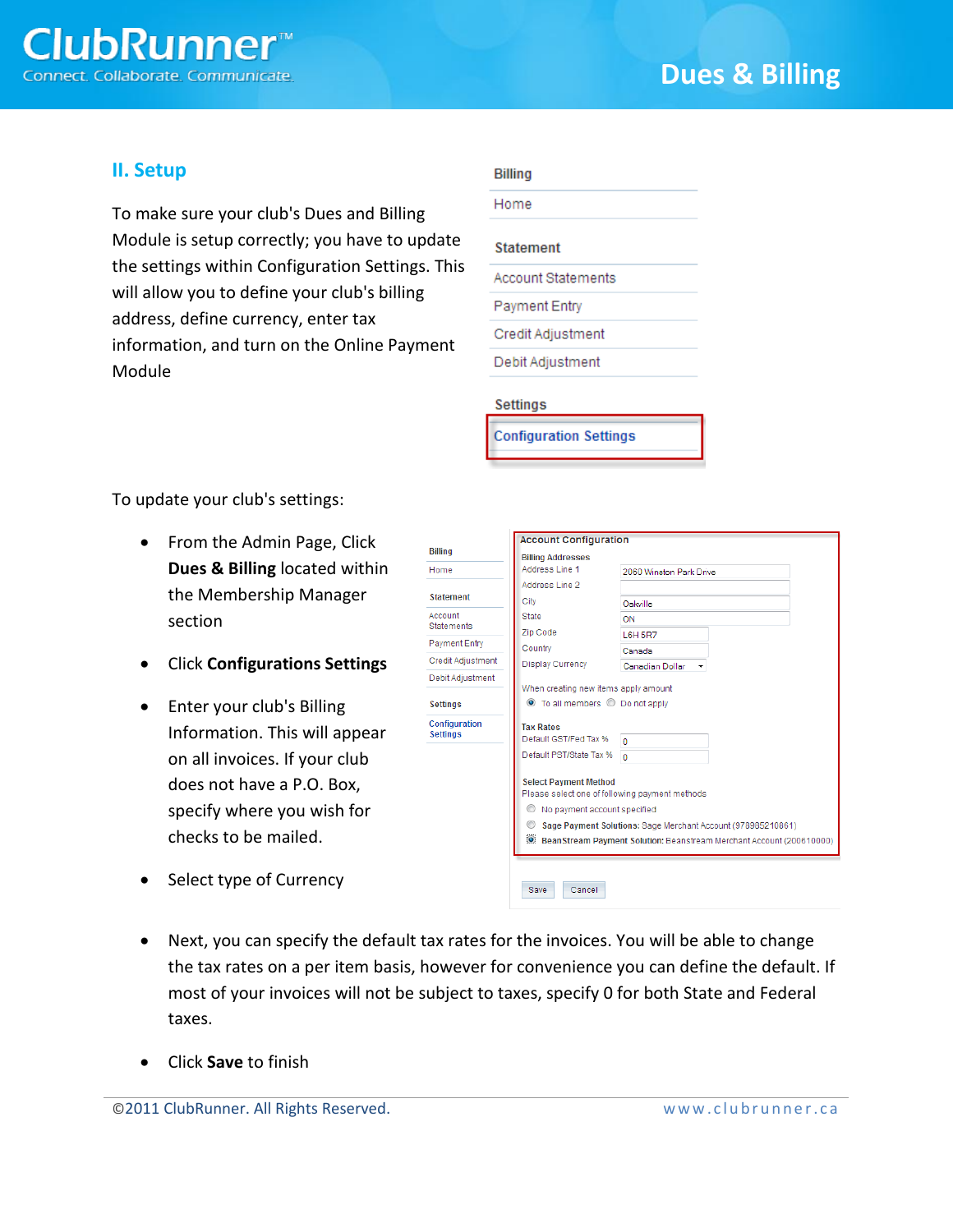## II. Setup

To make sure your club's Dues and Billing Module is setup correctly; you have to update the settings within Configuration Settings. This will allow you to define your club's billing address, define currency, enter tax information, and turn on the Online Payment Module

To update your club's settings:

- From the Admin Page, Click **Dues & Billing** located within the Membership Manager section
- Click **Configurations Settings**
- Enter your club's Billing Information. This will appear on all invoices. If your club does not have a P.O. Box, specify where you wish for checks to be mailed.
- Select type of Currency
- Next, you can specify the default tax rates for the invoices. You will be able to change the tax rates on a per item basis, however for convenience you can define the default. If most of your invoices will not be subject to taxes, specify 0 for both State and Federal taxes.
- Click **Save** to finish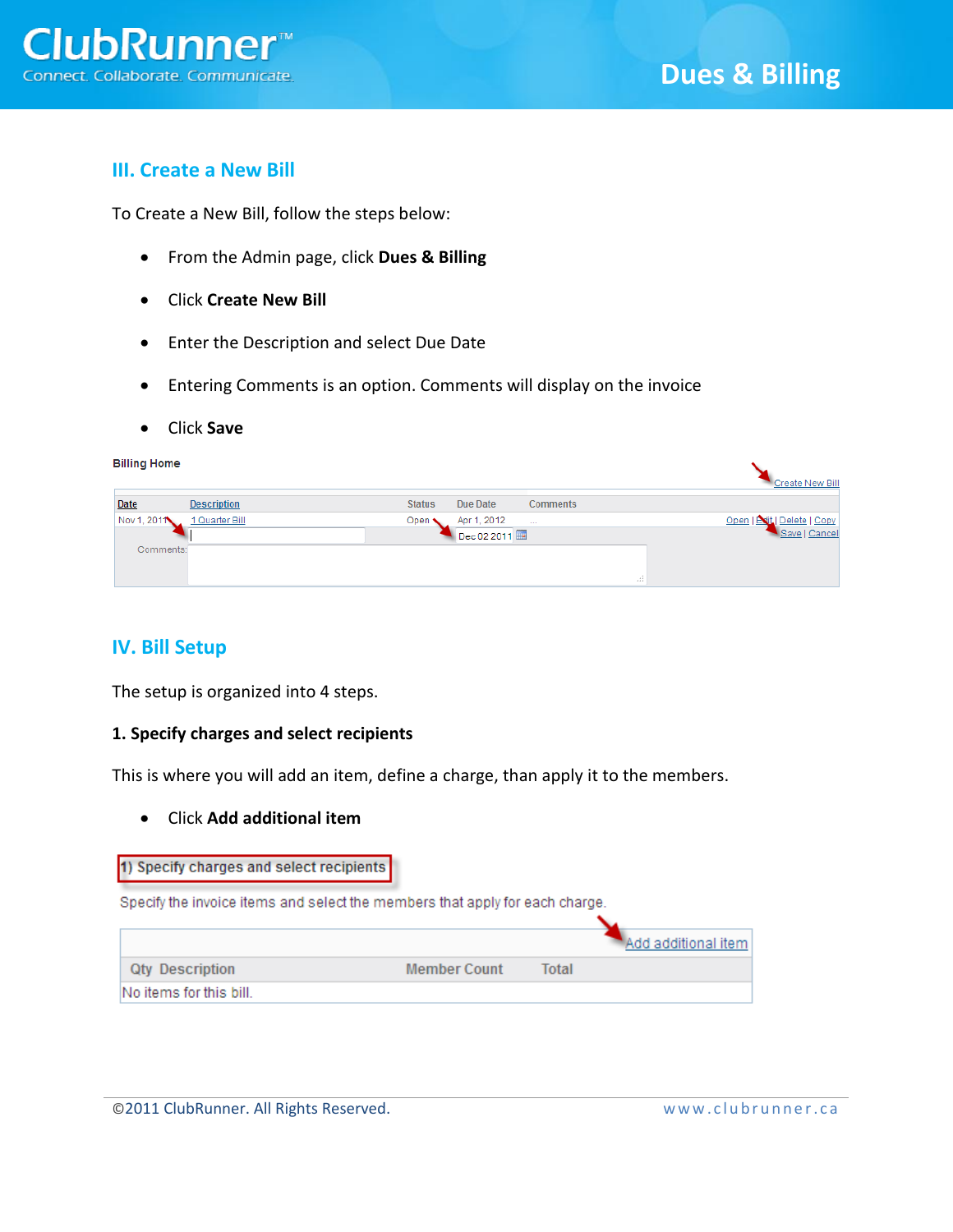## III. Create a New Bill

To Create a New Bill, follow the steps below:

- From the Admin page, click **Dues & Billing**
- Click **Create New Bill**
- Enter the Description and select Due Date
- Entering Comments is an option. Comments will display on the invoice
- Click **Save**

## IV. Bill Setup

The setup is organized into 4 steps.

**1. Specify charges and select recipients**

This is where you will add an item, define a charge, than apply it to the members.

- Click **Add additional item**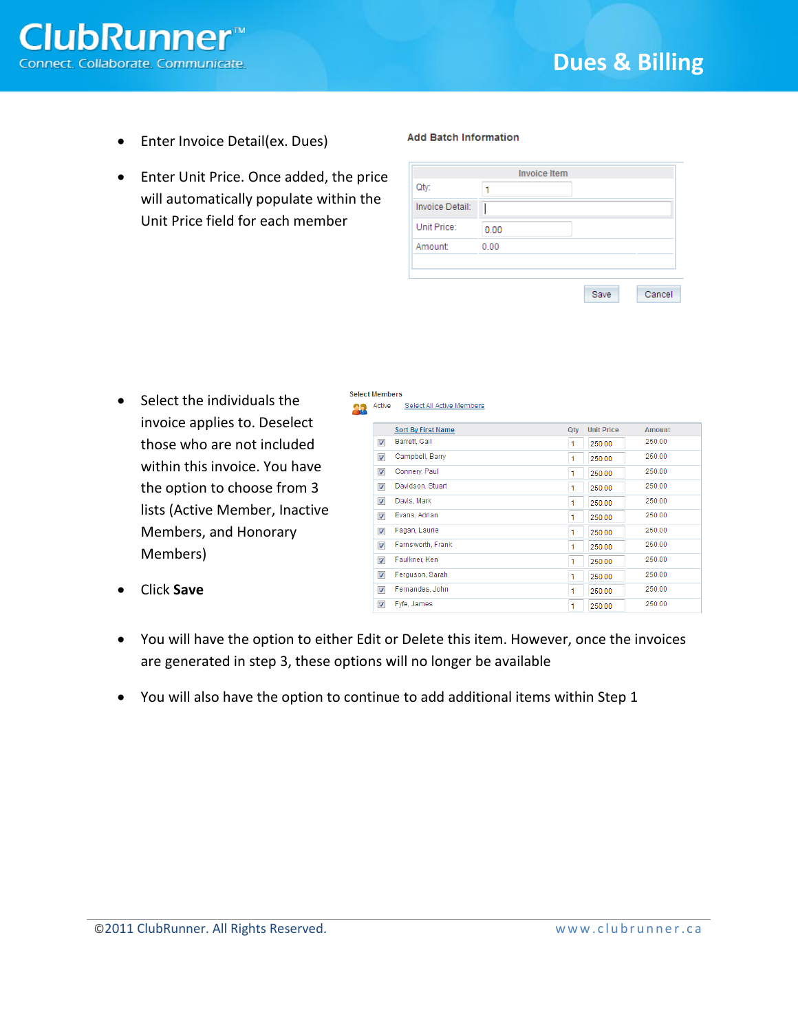- Enter Invoice Detail(ex. Dues)
- Enter Unit Price. Once added, the price will automatically populate within the Unit Price field for each member

**Add Batch Information**

| Invoice Item | |
|---|---|
| Qty: | 1 |
| Invoice Detail: | |
| Unit Price: | 0.00 |
| Amount: | 0.00 |

Save Cancel

- Select the individuals the invoice applies to. Deselect those who are not included within this invoice. You have the option to choose from 3 lists (Active Member, Inactive Members, and Honorary Members)
- Click **Save**

Select Members

Active Select All Active Members

| | Sort By First Name | Qty | Unit Price | Amount |
|---|---|---|---|---|
| ☑ | Barrett, Gail | 1 | 250.00 | 250.00 |
| ☑ | Campbell, Barry | 1 | 250.00 | 250.00 |
| ☑ | Connery, Paul | 1 | 250.00 | 250.00 |
| ☑ | Davidson, Stuart | 1 | 250.00 | 250.00 |
| ☑ | Davis, Mark | 1 | 250.00 | 250.00 |
| ☑ | Evans, Adrian | 1 | 250.00 | 250.00 |
| ☑ | Fagan, Laurie | 1 | 250.00 | 250.00 |
| ☑ | Farnsworth, Frank | 1 | 250.00 | 250.00 |
| ☑ | Faulkner, Ken | 1 | 250.00 | 250.00 |
| ☑ | Ferguson, Sarah | 1 | 250.00 | 250.00 |
| ☑ | Fernandes, John | 1 | 250.00 | 250.00 |
| ☑ | Fyfe, James | 1 | 250.00 | 250.00 |

- You will have the option to either Edit or Delete this item. However, once the invoices are generated in step 3, these options will no longer be available
- You will also have the option to continue to add additional items within Step 1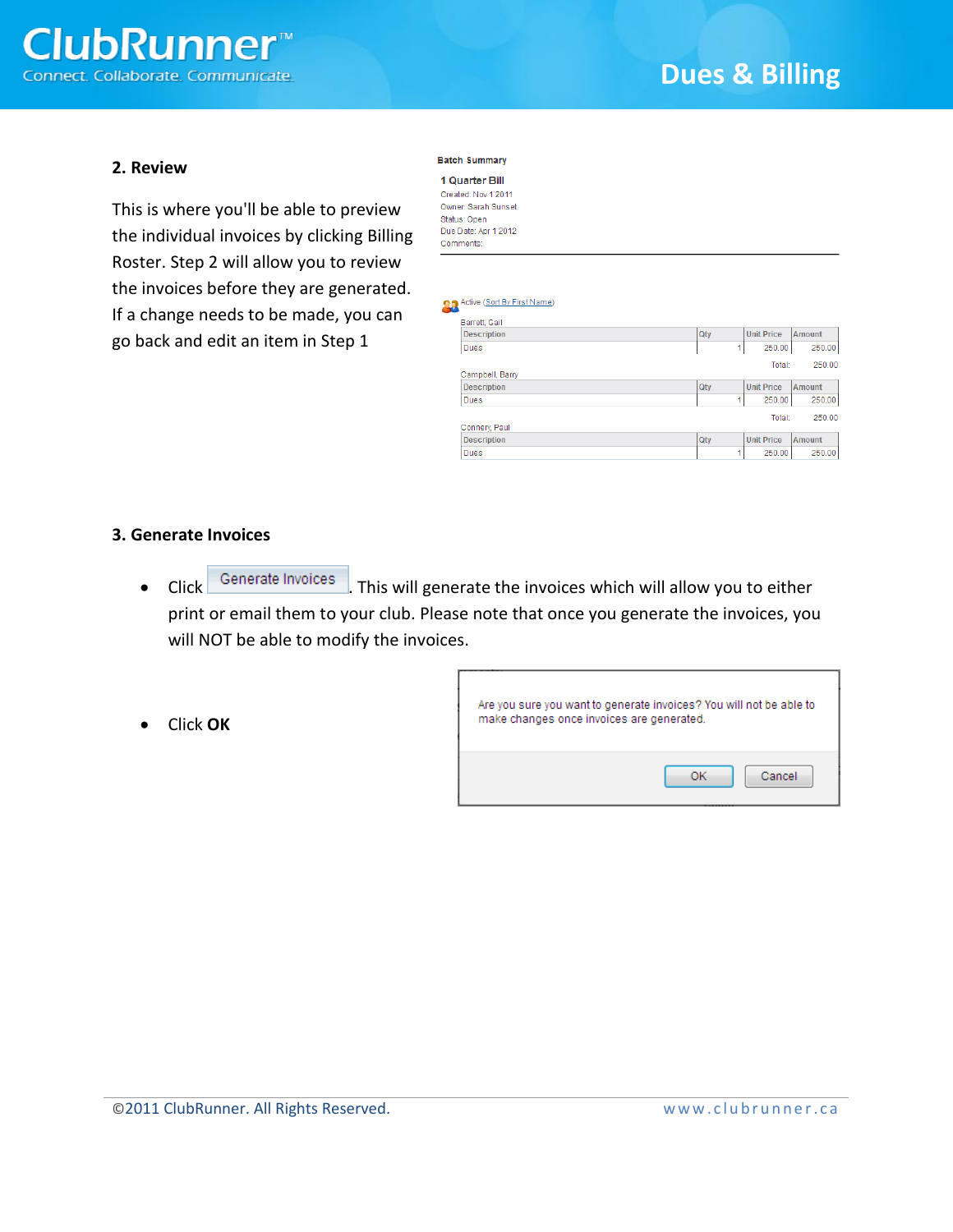## 2. Review

This is where you'll be able to preview the individual invoices by clicking Billing Roster. Step 2 will allow you to review the invoices before they are generated. If a change needs to be made, you can go back and edit an item in Step 1

Batch Summary

1 Quarter Bill
Created: Nov 1 2011
Owner: Sarah Sunset
Status: Open
Due Date: Apr 1 2012
Comments:

Active (Sort By First Name)

Barrett, Gail

| Description | Qty | Unit Price | Amount |
|---|---|---|---|
| Dues | 1 | 250.00 | 250.00 |
| | | Total: | 250.00 |

Campbell, Barry

| Description | Qty | Unit Price | Amount |
|---|---|---|---|
| Dues | 1 | 250.00 | 250.00 |
| | | Total: | 250.00 |

Connery, Paul

| Description | Qty | Unit Price | Amount |
|---|---|---|---|
| Dues | 1 | 250.00 | 250.00 |

## 3. Generate Invoices

- Click Generate Invoices. This will generate the invoices which will allow you to either print or email them to your club. Please note that once you generate the invoices, you will NOT be able to modify the invoices.
- Click **OK**

Are you sure you want to generate invoices? You will not be able to make changes once invoices are generated.

OK Cancel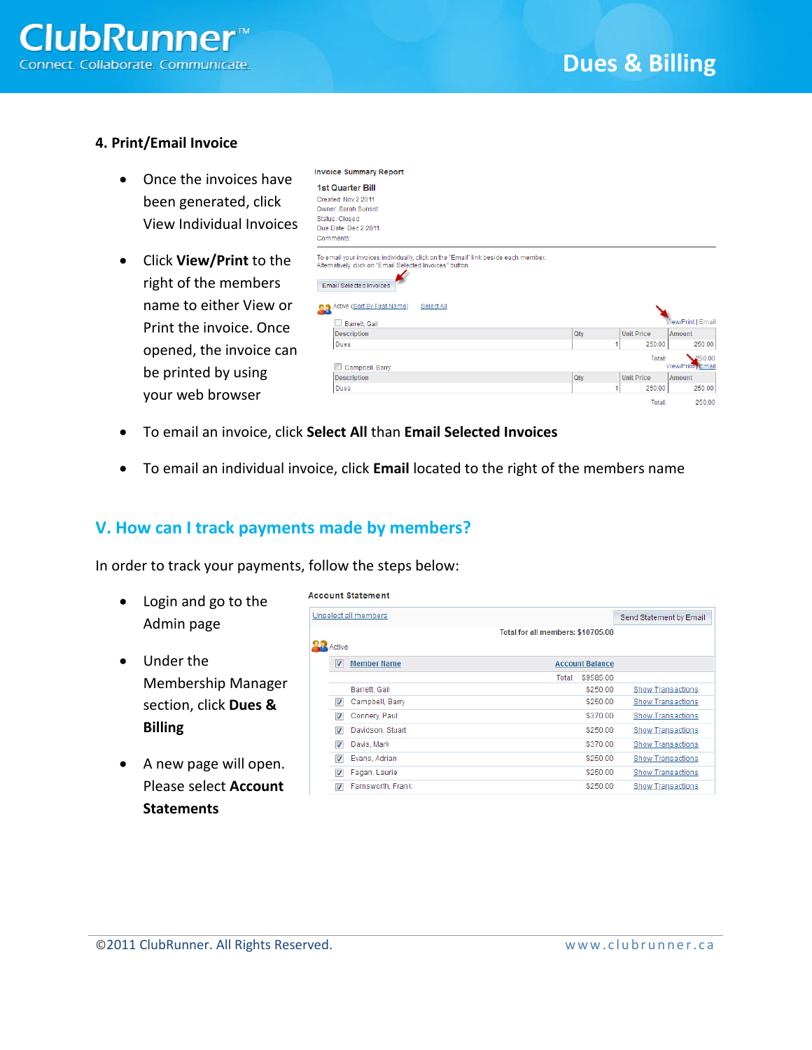### 4. Print/Email Invoice

- Once the invoices have been generated, click View Individual Invoices
- Click **View/Print** to the right of the members name to either View or Print the invoice. Once opened, the invoice can be printed by using your web browser
- To email an invoice, click **Select All** than **Email Selected Invoices**
- To email an individual invoice, click **Email** located to the right of the members name

## V. How can I track payments made by members?

In order to track your payments, follow the steps below:

- Login and go to the Admin page
- Under the Membership Manager section, click **Dues & Billing**
- A new page will open. Please select **Account Statements**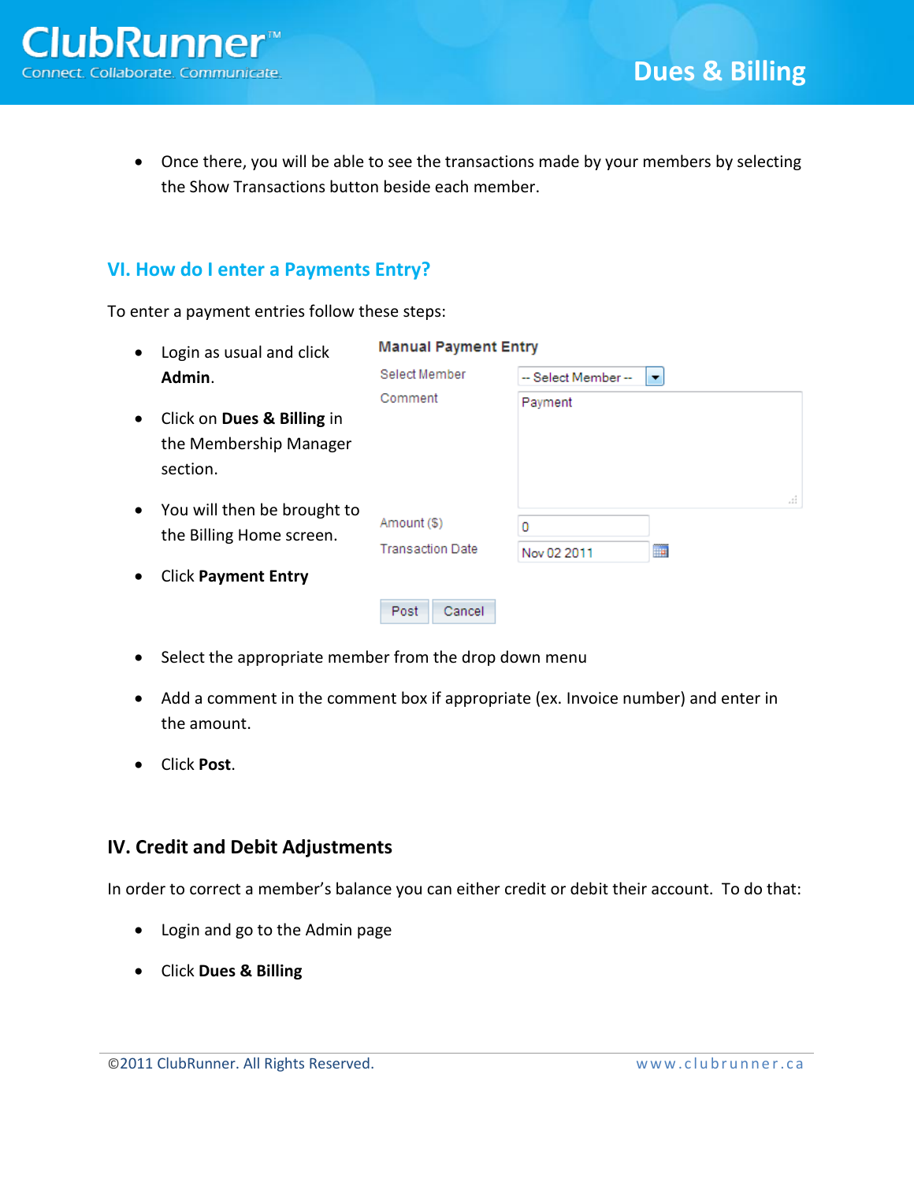- Once there, you will be able to see the transactions made by your members by selecting the Show Transactions button beside each member.

## VI. How do I enter a Payments Entry?

To enter a payment entries follow these steps:

- Login as usual and click **Admin**.
- Click on **Dues & Billing** in the Membership Manager section.
- You will then be brought to the Billing Home screen.
- Click **Payment Entry**

**Manual Payment Entry**

| | |
|---|---|
| Select Member | -- Select Member -- |
| Comment | Payment |
| Amount ($) | 0 |
| Transaction Date | Nov 02 2011 |

Post | Cancel

- Select the appropriate member from the drop down menu
- Add a comment in the comment box if appropriate (ex. Invoice number) and enter in the amount.
- Click **Post**.

## IV. Credit and Debit Adjustments

In order to correct a member's balance you can either credit or debit their account. To do that:

- Login and go to the Admin page
- Click **Dues & Billing**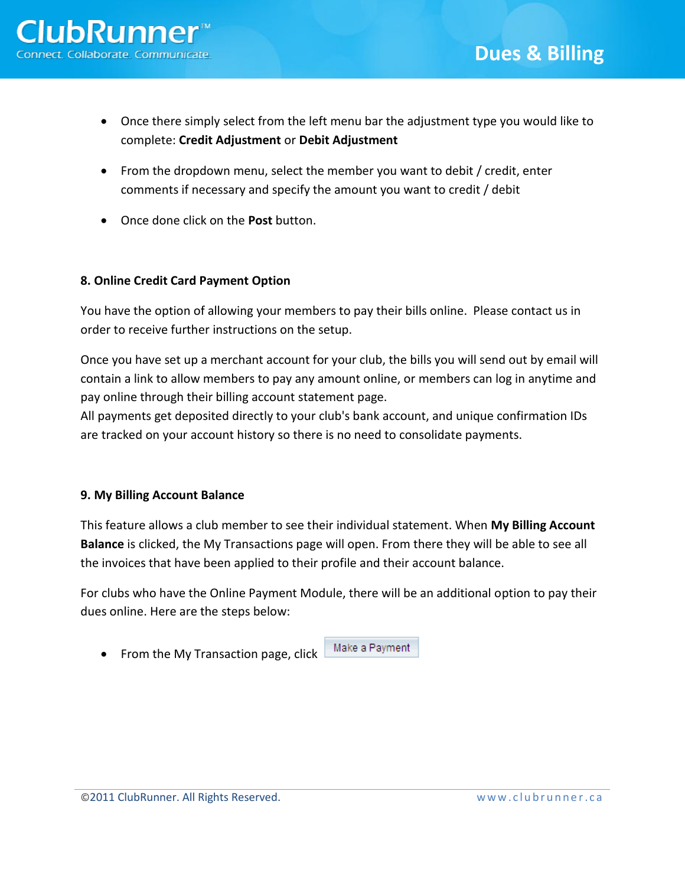- Once there simply select from the left menu bar the adjustment type you would like to complete: **Credit Adjustment** or **Debit Adjustment**
- From the dropdown menu, select the member you want to debit / credit, enter comments if necessary and specify the amount you want to credit / debit
- Once done click on the **Post** button.

**8. Online Credit Card Payment Option**

You have the option of allowing your members to pay their bills online. Please contact us in order to receive further instructions on the setup.

Once you have set up a merchant account for your club, the bills you will send out by email will contain a link to allow members to pay any amount online, or members can log in anytime and pay online through their billing account statement page.
All payments get deposited directly to your club's bank account, and unique confirmation IDs are tracked on your account history so there is no need to consolidate payments.

**9. My Billing Account Balance**

This feature allows a club member to see their individual statement. When **My Billing Account Balance** is clicked, the My Transactions page will open. From there they will be able to see all the invoices that have been applied to their profile and their account balance.

For clubs who have the Online Payment Module, there will be an additional option to pay their dues online. Here are the steps below:

- From the My Transaction page, click Make a Payment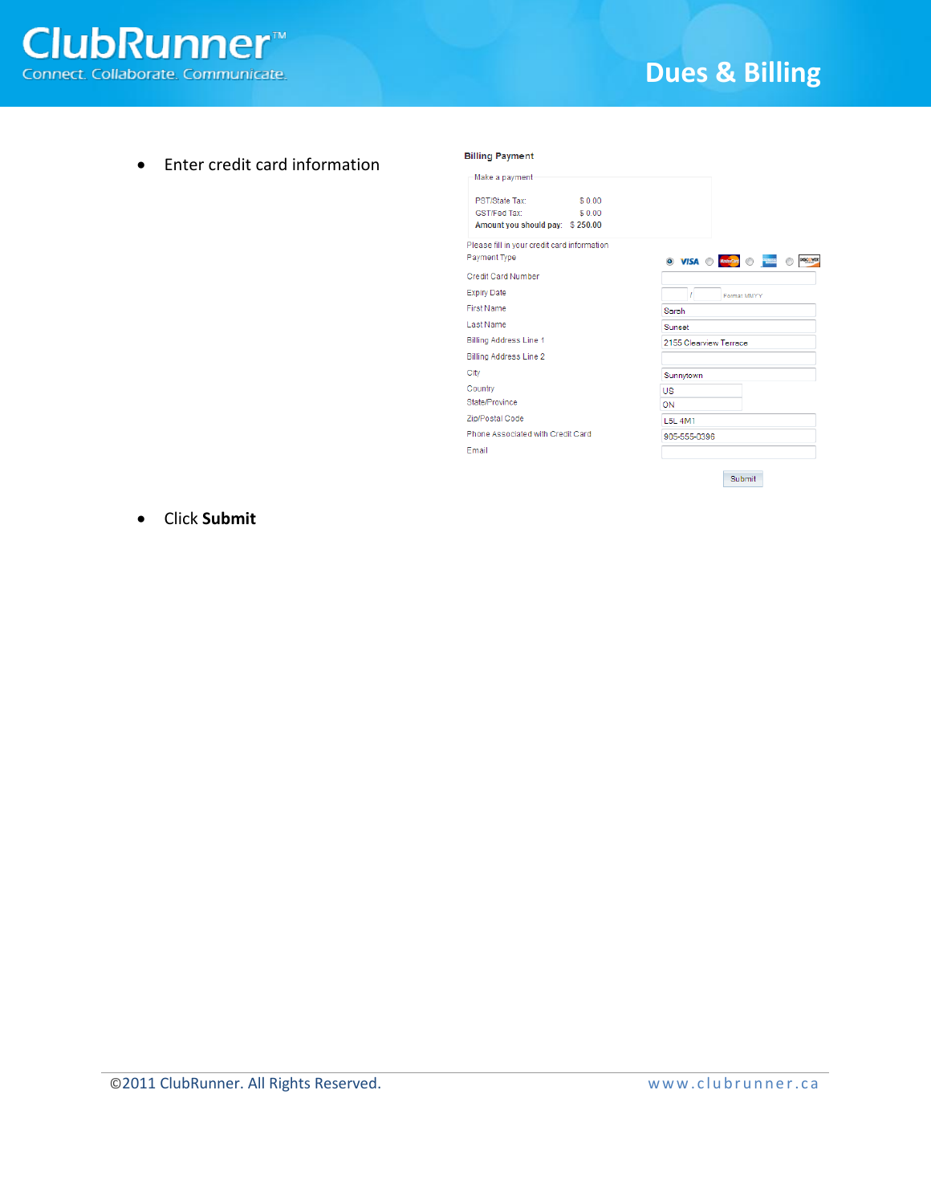- Enter credit card information

**Billing Payment**

Make a payment

PST/State Tax: $ 0.00
GST/Fed Tax: $ 0.00
**Amount you should pay: $ 250.00**

Please fill in your credit card information

| | |
|---|---|
| Payment Type | VISA / MasterCard / American Express / Discover |
| Credit Card Number | |
| Expiry Date | / Format MM/YY |
| First Name | Sarah |
| Last Name | Sunset |
| Billing Address Line 1 | 2155 Clearview Terrace |
| Billing Address Line 2 | |
| City | Sunnytown |
| Country | US |
| State/Province | ON |
| Zip/Postal Code | L5L 4M1 |
| Phone Associated with Credit Card | 905-555-0396 |
| Email | |

Submit

- Click **Submit**